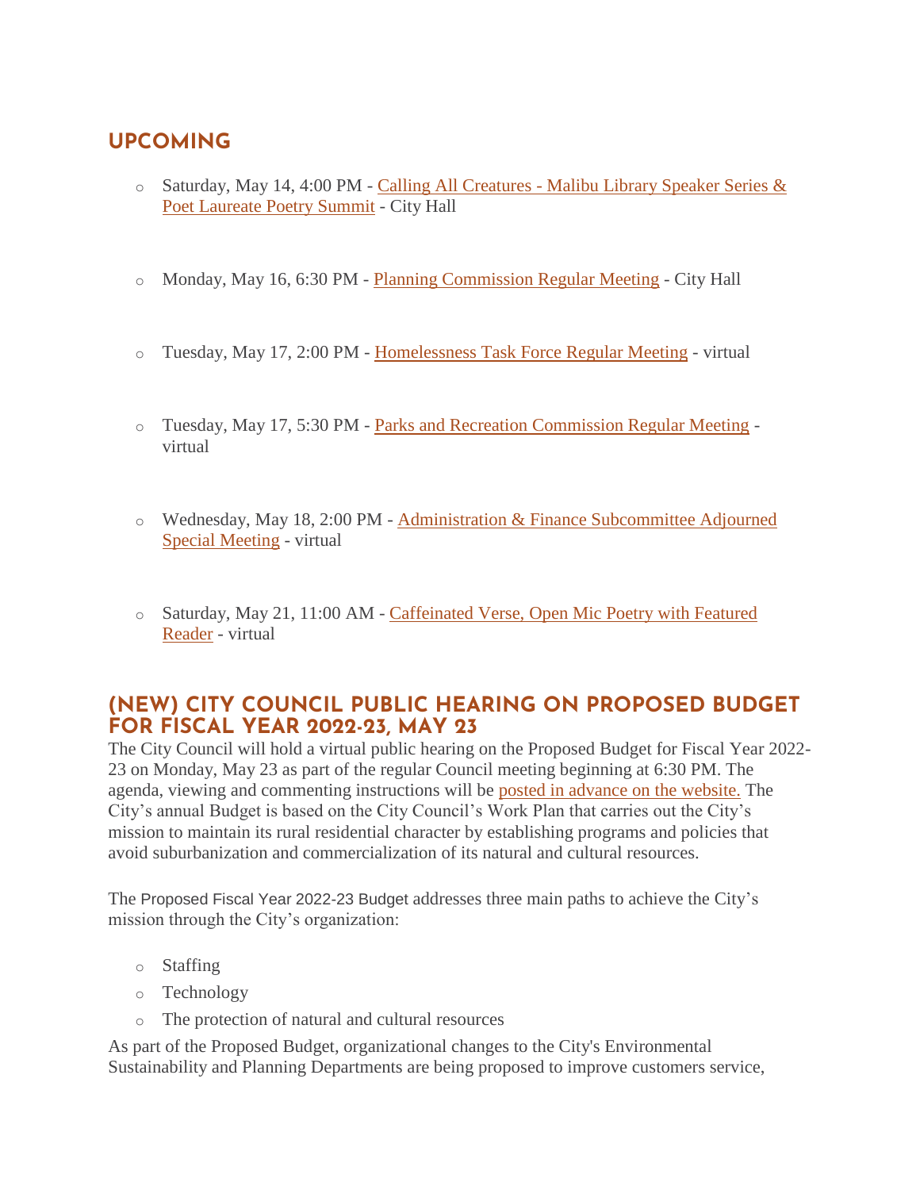## UPCOMING

- Saturday, May 14, 4:00 PM - Calling All Creatures - Malibu Library Speaker Series & Poet Laureate Poetry Summit - City Hall

- Monday, May 16, 6:30 PM - Planning Commission Regular Meeting - City Hall

- Tuesday, May 17, 2:00 PM - Homelessness Task Force Regular Meeting - virtual

- Tuesday, May 17, 5:30 PM - Parks and Recreation Commission Regular Meeting - virtual

- Wednesday, May 18, 2:00 PM - Administration & Finance Subcommittee Adjourned Special Meeting - virtual

- Saturday, May 21, 11:00 AM - Caffeinated Verse, Open Mic Poetry with Featured Reader - virtual

## (NEW) CITY COUNCIL PUBLIC HEARING ON PROPOSED BUDGET FOR FISCAL YEAR 2022-23, MAY 23

The City Council will hold a virtual public hearing on the Proposed Budget for Fiscal Year 2022-23 on Monday, May 23 as part of the regular Council meeting beginning at 6:30 PM. The agenda, viewing and commenting instructions will be posted in advance on the website. The City's annual Budget is based on the City Council's Work Plan that carries out the City's mission to maintain its rural residential character by establishing programs and policies that avoid suburbanization and commercialization of its natural and cultural resources.

The Proposed Fiscal Year 2022-23 Budget addresses three main paths to achieve the City's mission through the City's organization:

- Staffing
- Technology
- The protection of natural and cultural resources

As part of the Proposed Budget, organizational changes to the City's Environmental Sustainability and Planning Departments are being proposed to improve customers service,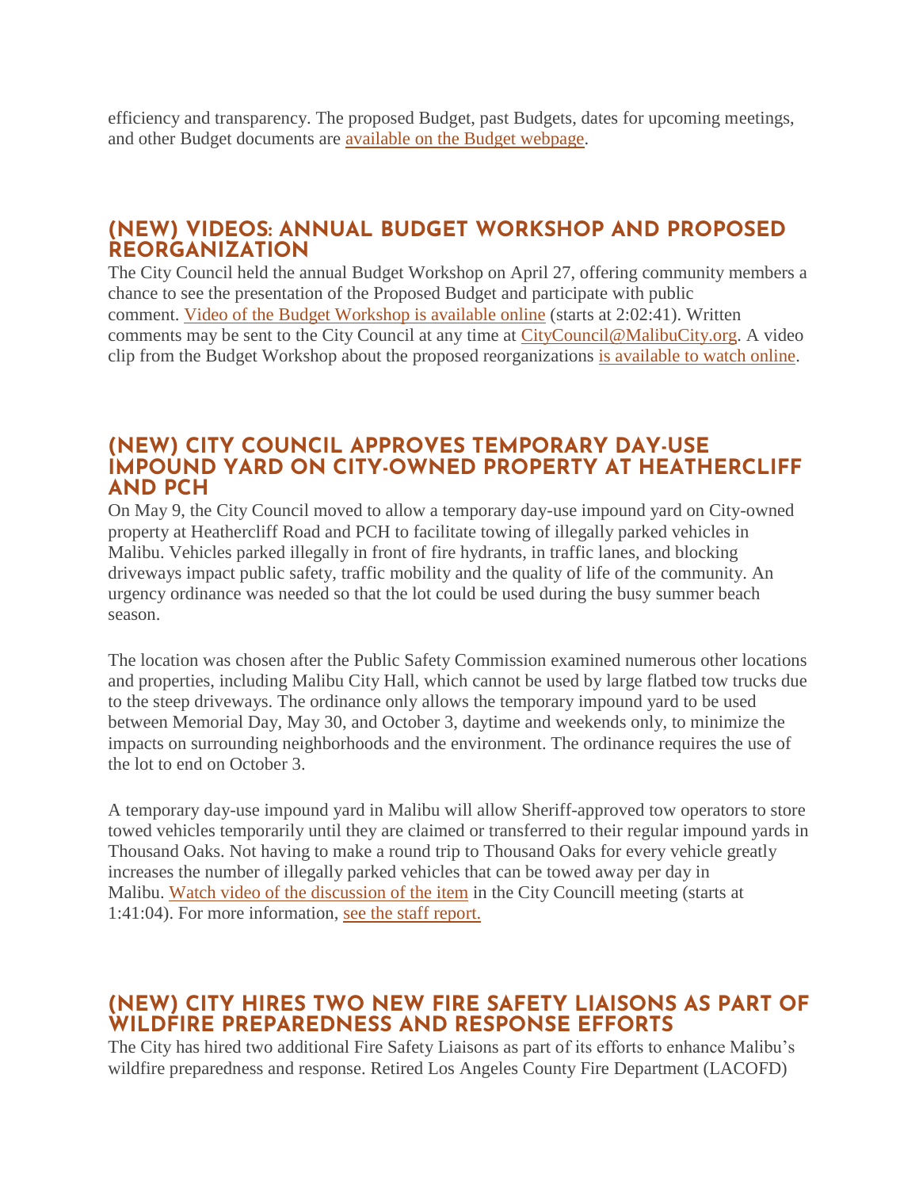efficiency and transparency. The proposed Budget, past Budgets, dates for upcoming meetings, and other Budget documents are [available on the Budget webpage].

## (NEW) VIDEOS: ANNUAL BUDGET WORKSHOP AND PROPOSED REORGANIZATION

The City Council held the annual Budget Workshop on April 27, offering community members a chance to see the presentation of the Proposed Budget and participate with public comment. [Video of the Budget Workshop is available online] (starts at 2:02:41). Written comments may be sent to the City Council at any time at [CityCouncil@MalibuCity.org]. A video clip from the Budget Workshop about the proposed reorganizations [is available to watch online].

## (NEW) CITY COUNCIL APPROVES TEMPORARY DAY-USE IMPOUND YARD ON CITY-OWNED PROPERTY AT HEATHERCLIFF AND PCH

On May 9, the City Council moved to allow a temporary day-use impound yard on City-owned property at Heathercliff Road and PCH to facilitate towing of illegally parked vehicles in Malibu. Vehicles parked illegally in front of fire hydrants, in traffic lanes, and blocking driveways impact public safety, traffic mobility and the quality of life of the community. An urgency ordinance was needed so that the lot could be used during the busy summer beach season.

The location was chosen after the Public Safety Commission examined numerous other locations and properties, including Malibu City Hall, which cannot be used by large flatbed tow trucks due to the steep driveways. The ordinance only allows the temporary impound yard to be used between Memorial Day, May 30, and October 3, daytime and weekends only, to minimize the impacts on surrounding neighborhoods and the environment. The ordinance requires the use of the lot to end on October 3.

A temporary day-use impound yard in Malibu will allow Sheriff-approved tow operators to store towed vehicles temporarily until they are claimed or transferred to their regular impound yards in Thousand Oaks. Not having to make a round trip to Thousand Oaks for every vehicle greatly increases the number of illegally parked vehicles that can be towed away per day in Malibu. [Watch video of the discussion of the item] in the City Councill meeting (starts at 1:41:04). For more information, [see the staff report.]

## (NEW) CITY HIRES TWO NEW FIRE SAFETY LIAISONS AS PART OF WILDFIRE PREPAREDNESS AND RESPONSE EFFORTS

The City has hired two additional Fire Safety Liaisons as part of its efforts to enhance Malibu's wildfire preparedness and response. Retired Los Angeles County Fire Department (LACOFD)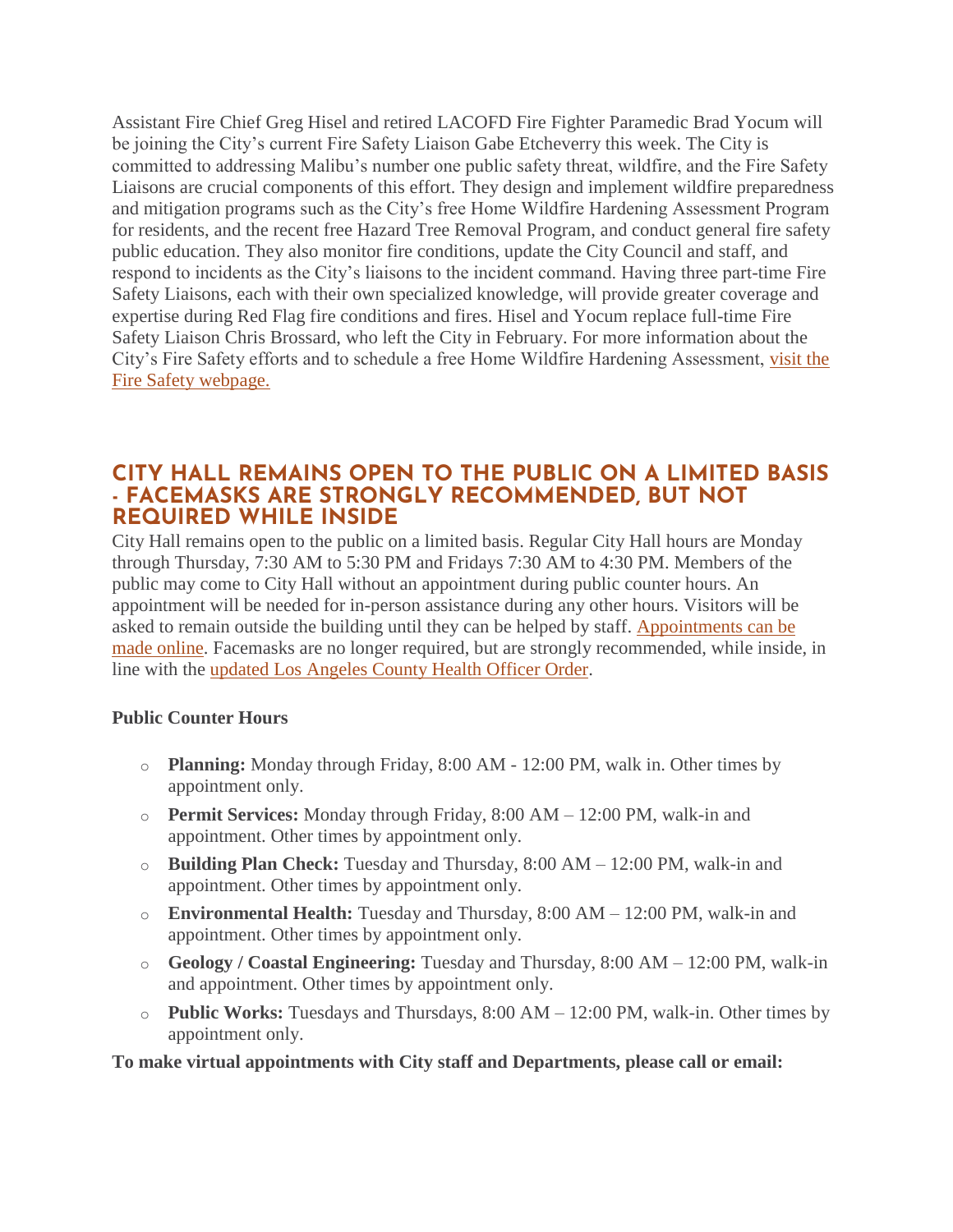Assistant Fire Chief Greg Hisel and retired LACOFD Fire Fighter Paramedic Brad Yocum will be joining the City's current Fire Safety Liaison Gabe Etcheverry this week. The City is committed to addressing Malibu's number one public safety threat, wildfire, and the Fire Safety Liaisons are crucial components of this effort. They design and implement wildfire preparedness and mitigation programs such as the City's free Home Wildfire Hardening Assessment Program for residents, and the recent free Hazard Tree Removal Program, and conduct general fire safety public education. They also monitor fire conditions, update the City Council and staff, and respond to incidents as the City's liaisons to the incident command. Having three part-time Fire Safety Liaisons, each with their own specialized knowledge, will provide greater coverage and expertise during Red Flag fire conditions and fires. Hisel and Yocum replace full-time Fire Safety Liaison Chris Brossard, who left the City in February. For more information about the City's Fire Safety efforts and to schedule a free Home Wildfire Hardening Assessment, visit the Fire Safety webpage.

## CITY HALL REMAINS OPEN TO THE PUBLIC ON A LIMITED BASIS - FACEMASKS ARE STRONGLY RECOMMENDED, BUT NOT REQUIRED WHILE INSIDE

City Hall remains open to the public on a limited basis. Regular City Hall hours are Monday through Thursday, 7:30 AM to 5:30 PM and Fridays 7:30 AM to 4:30 PM. Members of the public may come to City Hall without an appointment during public counter hours. An appointment will be needed for in-person assistance during any other hours. Visitors will be asked to remain outside the building until they can be helped by staff. Appointments can be made online. Facemasks are no longer required, but are strongly recommended, while inside, in line with the updated Los Angeles County Health Officer Order.

**Public Counter Hours**

- **Planning:** Monday through Friday, 8:00 AM - 12:00 PM, walk in. Other times by appointment only.
- **Permit Services:** Monday through Friday, 8:00 AM – 12:00 PM, walk-in and appointment. Other times by appointment only.
- **Building Plan Check:** Tuesday and Thursday, 8:00 AM – 12:00 PM, walk-in and appointment. Other times by appointment only.
- **Environmental Health:** Tuesday and Thursday, 8:00 AM – 12:00 PM, walk-in and appointment. Other times by appointment only.
- **Geology / Coastal Engineering:** Tuesday and Thursday, 8:00 AM – 12:00 PM, walk-in and appointment. Other times by appointment only.
- **Public Works:** Tuesdays and Thursdays, 8:00 AM – 12:00 PM, walk-in. Other times by appointment only.

**To make virtual appointments with City staff and Departments, please call or email:**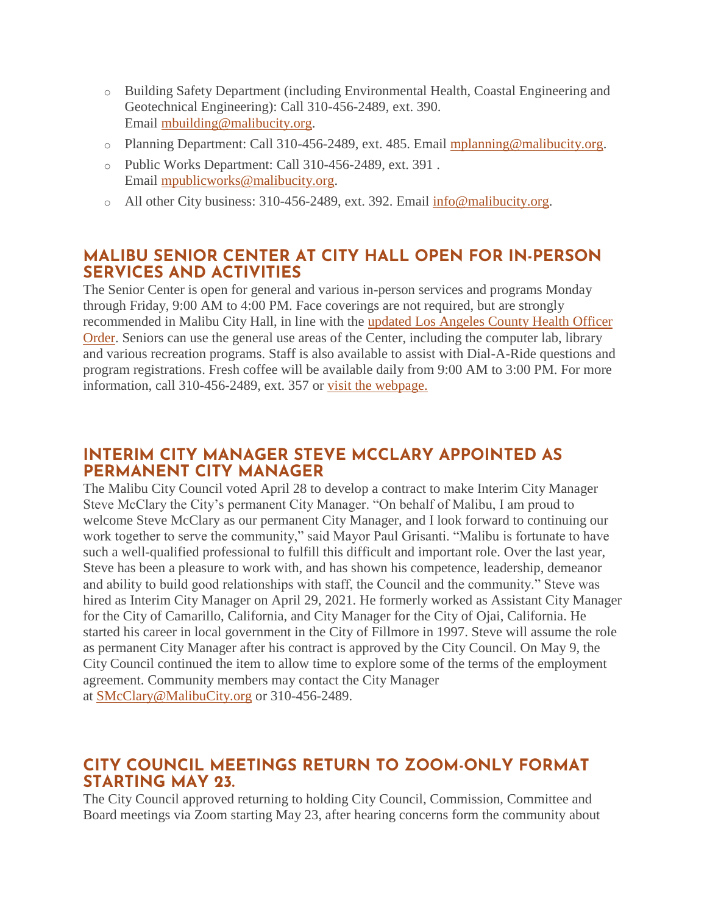- Building Safety Department (including Environmental Health, Coastal Engineering and Geotechnical Engineering): Call 310-456-2489, ext. 390. Email [mbuilding@malibucity.org](mailto:mbuilding@malibucity.org).
- Planning Department: Call 310-456-2489, ext. 485. Email [mplanning@malibucity.org](mailto:mplanning@malibucity.org).
- Public Works Department: Call 310-456-2489, ext. 391 . Email [mpublicworks@malibucity.org](mailto:mpublicworks@malibucity.org).
- All other City business: 310-456-2489, ext. 392. Email [info@malibucity.org](mailto:info@malibucity.org).

## MALIBU SENIOR CENTER AT CITY HALL OPEN FOR IN-PERSON SERVICES AND ACTIVITIES

The Senior Center is open for general and various in-person services and programs Monday through Friday, 9:00 AM to 4:00 PM. Face coverings are not required, but are strongly recommended in Malibu City Hall, in line with the updated Los Angeles County Health Officer Order. Seniors can use the general use areas of the Center, including the computer lab, library and various recreation programs. Staff is also available to assist with Dial-A-Ride questions and program registrations. Fresh coffee will be available daily from 9:00 AM to 3:00 PM. For more information, call 310-456-2489, ext. 357 or visit the webpage.

## INTERIM CITY MANAGER STEVE MCCLARY APPOINTED AS PERMANENT CITY MANAGER

The Malibu City Council voted April 28 to develop a contract to make Interim City Manager Steve McClary the City's permanent City Manager. "On behalf of Malibu, I am proud to welcome Steve McClary as our permanent City Manager, and I look forward to continuing our work together to serve the community," said Mayor Paul Grisanti. "Malibu is fortunate to have such a well-qualified professional to fulfill this difficult and important role. Over the last year, Steve has been a pleasure to work with, and has shown his competence, leadership, demeanor and ability to build good relationships with staff, the Council and the community." Steve was hired as Interim City Manager on April 29, 2021. He formerly worked as Assistant City Manager for the City of Camarillo, California, and City Manager for the City of Ojai, California. He started his career in local government in the City of Fillmore in 1997. Steve will assume the role as permanent City Manager after his contract is approved by the City Council. On May 9, the City Council continued the item to allow time to explore some of the terms of the employment agreement. Community members may contact the City Manager at [SMcClary@MalibuCity.org](mailto:SMcClary@MalibuCity.org) or 310-456-2489.

## CITY COUNCIL MEETINGS RETURN TO ZOOM-ONLY FORMAT STARTING MAY 23.

The City Council approved returning to holding City Council, Commission, Committee and Board meetings via Zoom starting May 23, after hearing concerns form the community about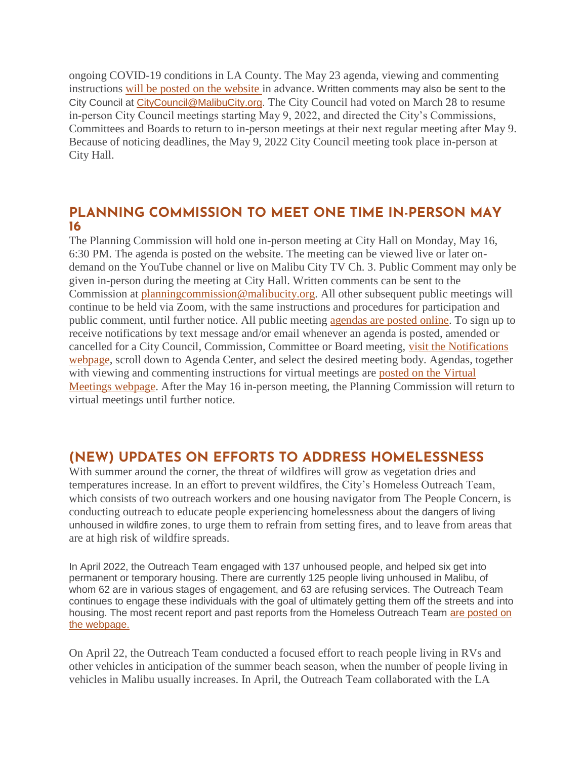ongoing COVID-19 conditions in LA County. The May 23 agenda, viewing and commenting instructions will be posted on the website in advance. Written comments may also be sent to the City Council at CityCouncil@MalibuCity.org. The City Council had voted on March 28 to resume in-person City Council meetings starting May 9, 2022, and directed the City's Commissions, Committees and Boards to return to in-person meetings at their next regular meeting after May 9. Because of noticing deadlines, the May 9, 2022 City Council meeting took place in-person at City Hall.

## PLANNING COMMISSION TO MEET ONE TIME IN-PERSON MAY 16

The Planning Commission will hold one in-person meeting at City Hall on Monday, May 16, 6:30 PM. The agenda is posted on the website. The meeting can be viewed live or later on-demand on the YouTube channel or live on Malibu City TV Ch. 3. Public Comment may only be given in-person during the meeting at City Hall. Written comments can be sent to the Commission at planningcommission@malibucity.org. All other subsequent public meetings will continue to be held via Zoom, with the same instructions and procedures for participation and public comment, until further notice. All public meeting agendas are posted online. To sign up to receive notifications by text message and/or email whenever an agenda is posted, amended or cancelled for a City Council, Commission, Committee or Board meeting, visit the Notifications webpage, scroll down to Agenda Center, and select the desired meeting body. Agendas, together with viewing and commenting instructions for virtual meetings are posted on the Virtual Meetings webpage. After the May 16 in-person meeting, the Planning Commission will return to virtual meetings until further notice.

## (NEW) UPDATES ON EFFORTS TO ADDRESS HOMELESSNESS

With summer around the corner, the threat of wildfires will grow as vegetation dries and temperatures increase. In an effort to prevent wildfires, the City's Homeless Outreach Team, which consists of two outreach workers and one housing navigator from The People Concern, is conducting outreach to educate people experiencing homelessness about the dangers of living unhoused in wildfire zones, to urge them to refrain from setting fires, and to leave from areas that are at high risk of wildfire spreads.

In April 2022, the Outreach Team engaged with 137 unhoused people, and helped six get into permanent or temporary housing. There are currently 125 people living unhoused in Malibu, of whom 62 are in various stages of engagement, and 63 are refusing services. The Outreach Team continues to engage these individuals with the goal of ultimately getting them off the streets and into housing. The most recent report and past reports from the Homeless Outreach Team are posted on the webpage.

On April 22, the Outreach Team conducted a focused effort to reach people living in RVs and other vehicles in anticipation of the summer beach season, when the number of people living in vehicles in Malibu usually increases. In April, the Outreach Team collaborated with the LA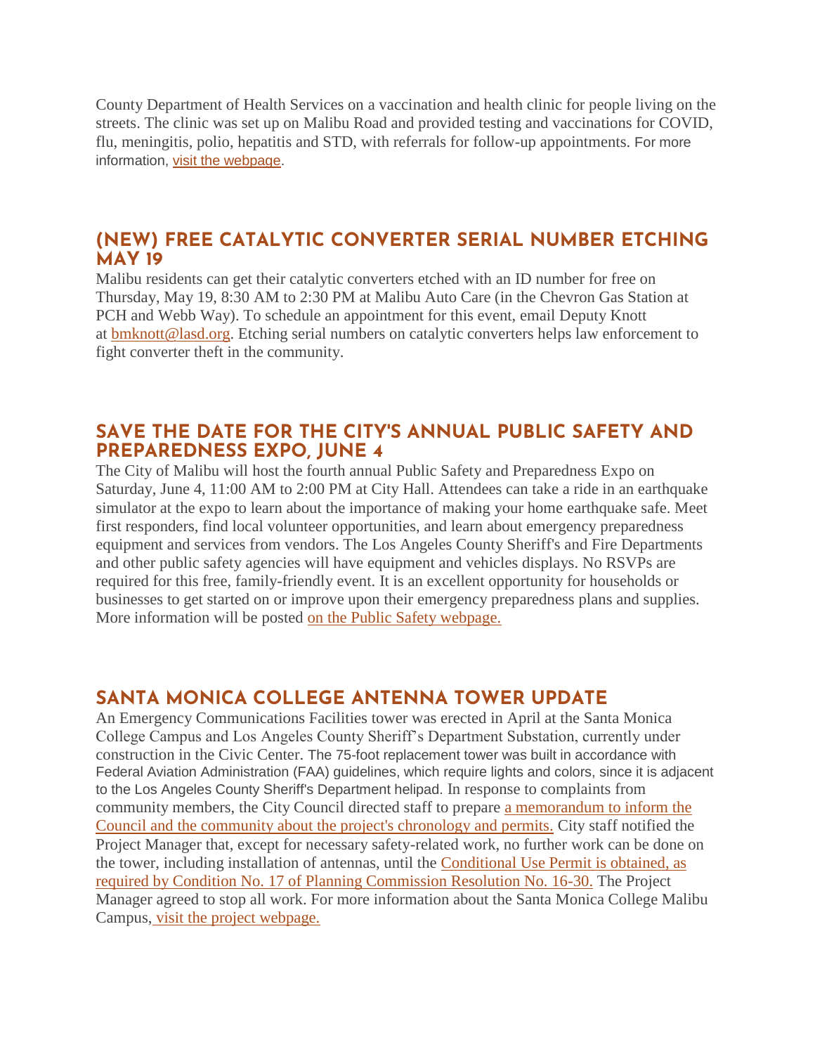County Department of Health Services on a vaccination and health clinic for people living on the streets. The clinic was set up on Malibu Road and provided testing and vaccinations for COVID, flu, meningitis, polio, hepatitis and STD, with referrals for follow-up appointments. For more information, visit the webpage.

## (NEW) FREE CATALYTIC CONVERTER SERIAL NUMBER ETCHING MAY 19

Malibu residents can get their catalytic converters etched with an ID number for free on Thursday, May 19, 8:30 AM to 2:30 PM at Malibu Auto Care (in the Chevron Gas Station at PCH and Webb Way). To schedule an appointment for this event, email Deputy Knott at bmknott@lasd.org. Etching serial numbers on catalytic converters helps law enforcement to fight converter theft in the community.

## SAVE THE DATE FOR THE CITY'S ANNUAL PUBLIC SAFETY AND PREPAREDNESS EXPO, JUNE 4

The City of Malibu will host the fourth annual Public Safety and Preparedness Expo on Saturday, June 4, 11:00 AM to 2:00 PM at City Hall. Attendees can take a ride in an earthquake simulator at the expo to learn about the importance of making your home earthquake safe. Meet first responders, find local volunteer opportunities, and learn about emergency preparedness equipment and services from vendors. The Los Angeles County Sheriff's and Fire Departments and other public safety agencies will have equipment and vehicles displays. No RSVPs are required for this free, family-friendly event. It is an excellent opportunity for households or businesses to get started on or improve upon their emergency preparedness plans and supplies. More information will be posted on the Public Safety webpage.

## SANTA MONICA COLLEGE ANTENNA TOWER UPDATE

An Emergency Communications Facilities tower was erected in April at the Santa Monica College Campus and Los Angeles County Sheriff's Department Substation, currently under construction in the Civic Center. The 75-foot replacement tower was built in accordance with Federal Aviation Administration (FAA) guidelines, which require lights and colors, since it is adjacent to the Los Angeles County Sheriff's Department helipad. In response to complaints from community members, the City Council directed staff to prepare a memorandum to inform the Council and the community about the project's chronology and permits. City staff notified the Project Manager that, except for necessary safety-related work, no further work can be done on the tower, including installation of antennas, until the Conditional Use Permit is obtained, as required by Condition No. 17 of Planning Commission Resolution No. 16-30. The Project Manager agreed to stop all work. For more information about the Santa Monica College Malibu Campus, visit the project webpage.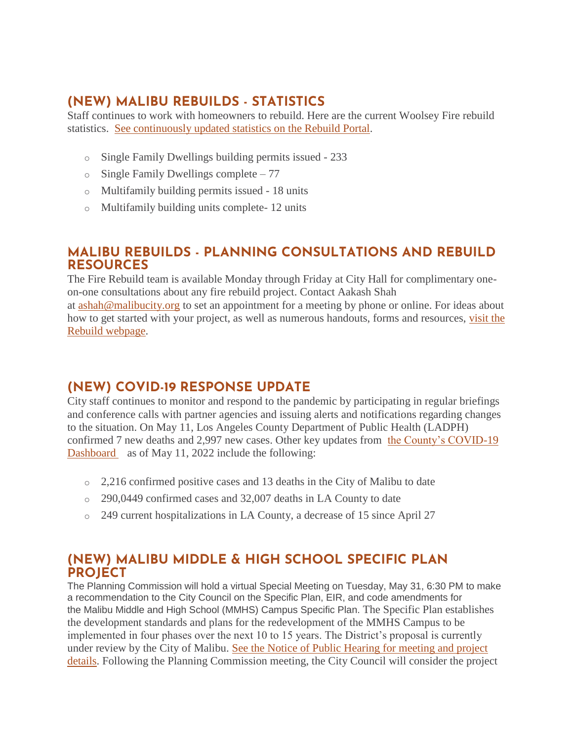## (NEW) MALIBU REBUILDS - STATISTICS

Staff continues to work with homeowners to rebuild. Here are the current Woolsey Fire rebuild statistics. [See continuously updated statistics on the Rebuild Portal](#).

- Single Family Dwellings building permits issued - 233
- Single Family Dwellings complete – 77
- Multifamily building permits issued - 18 units
- Multifamily building units complete- 12 units

## MALIBU REBUILDS - PLANNING CONSULTATIONS AND REBUILD RESOURCES

The Fire Rebuild team is available Monday through Friday at City Hall for complimentary one-on-one consultations about any fire rebuild project. Contact Aakash Shah at ashah@malibucity.org to set an appointment for a meeting by phone or online. For ideas about how to get started with your project, as well as numerous handouts, forms and resources, [visit the Rebuild webpage](#).

## (NEW) COVID-19 RESPONSE UPDATE

City staff continues to monitor and respond to the pandemic by participating in regular briefings and conference calls with partner agencies and issuing alerts and notifications regarding changes to the situation. On May 11, Los Angeles County Department of Public Health (LADPH) confirmed 7 new deaths and 2,997 new cases. Other key updates from [the County's COVID-19 Dashboard](#) as of May 11, 2022 include the following:

- 2,216 confirmed positive cases and 13 deaths in the City of Malibu to date
- 290,0449 confirmed cases and 32,007 deaths in LA County to date
- 249 current hospitalizations in LA County, a decrease of 15 since April 27

## (NEW) MALIBU MIDDLE & HIGH SCHOOL SPECIFIC PLAN PROJECT

The Planning Commission will hold a virtual Special Meeting on Tuesday, May 31, 6:30 PM to make a recommendation to the City Council on the Specific Plan, EIR, and code amendments for the Malibu Middle and High School (MMHS) Campus Specific Plan. The Specific Plan establishes the development standards and plans for the redevelopment of the MMHS Campus to be implemented in four phases over the next 10 to 15 years. The District's proposal is currently under review by the City of Malibu. [See the Notice of Public Hearing for meeting and project details](#). Following the Planning Commission meeting, the City Council will consider the project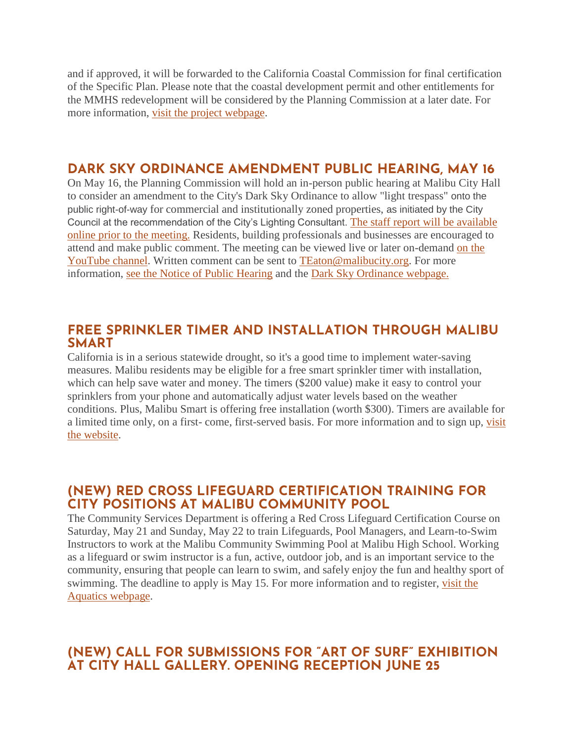and if approved, it will be forwarded to the California Coastal Commission for final certification of the Specific Plan. Please note that the coastal development permit and other entitlements for the MMHS redevelopment will be considered by the Planning Commission at a later date. For more information, visit the project webpage.

## DARK SKY ORDINANCE AMENDMENT PUBLIC HEARING, MAY 16

On May 16, the Planning Commission will hold an in-person public hearing at Malibu City Hall to consider an amendment to the City's Dark Sky Ordinance to allow "light trespass" onto the public right-of-way for commercial and institutionally zoned properties, as initiated by the City Council at the recommendation of the City's Lighting Consultant. The staff report will be available online prior to the meeting. Residents, building professionals and businesses are encouraged to attend and make public comment. The meeting can be viewed live or later on-demand on the YouTube channel. Written comment can be sent to TEaton@malibucity.org. For more information, see the Notice of Public Hearing and the Dark Sky Ordinance webpage.

## FREE SPRINKLER TIMER AND INSTALLATION THROUGH MALIBU SMART

California is in a serious statewide drought, so it's a good time to implement water-saving measures. Malibu residents may be eligible for a free smart sprinkler timer with installation, which can help save water and money. The timers ($200 value) make it easy to control your sprinklers from your phone and automatically adjust water levels based on the weather conditions. Plus, Malibu Smart is offering free installation (worth $300). Timers are available for a limited time only, on a first- come, first-served basis. For more information and to sign up, visit the website.

## (NEW) RED CROSS LIFEGUARD CERTIFICATION TRAINING FOR CITY POSITIONS AT MALIBU COMMUNITY POOL

The Community Services Department is offering a Red Cross Lifeguard Certification Course on Saturday, May 21 and Sunday, May 22 to train Lifeguards, Pool Managers, and Learn-to-Swim Instructors to work at the Malibu Community Swimming Pool at Malibu High School. Working as a lifeguard or swim instructor is a fun, active, outdoor job, and is an important service to the community, ensuring that people can learn to swim, and safely enjoy the fun and healthy sport of swimming. The deadline to apply is May 15. For more information and to register, visit the Aquatics webpage.

## (NEW) CALL FOR SUBMISSIONS FOR "ART OF SURF" EXHIBITION AT CITY HALL GALLERY. OPENING RECEPTION JUNE 25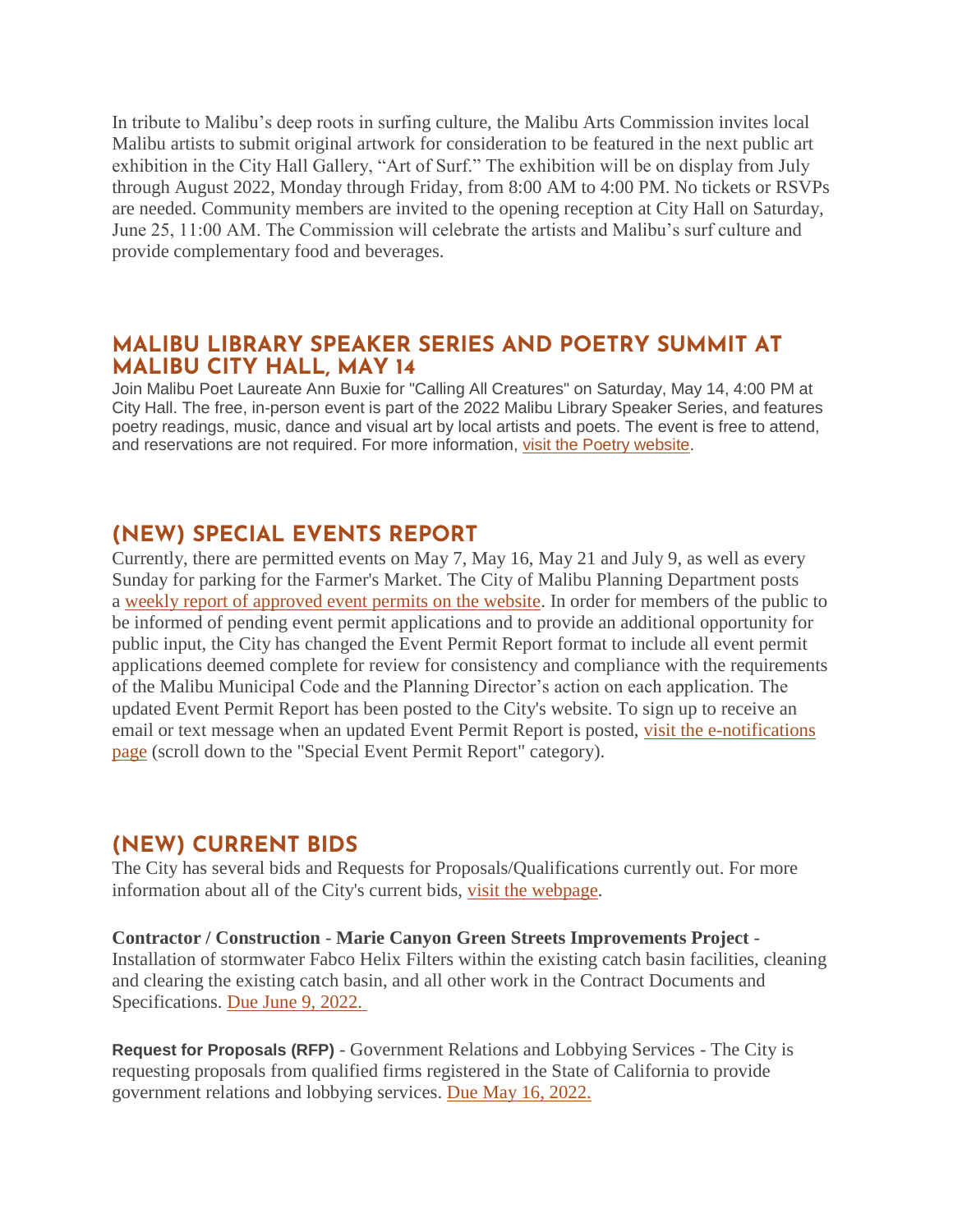In tribute to Malibu's deep roots in surfing culture, the Malibu Arts Commission invites local Malibu artists to submit original artwork for consideration to be featured in the next public art exhibition in the City Hall Gallery, "Art of Surf." The exhibition will be on display from July through August 2022, Monday through Friday, from 8:00 AM to 4:00 PM. No tickets or RSVPs are needed. Community members are invited to the opening reception at City Hall on Saturday, June 25, 11:00 AM. The Commission will celebrate the artists and Malibu's surf culture and provide complementary food and beverages.

## MALIBU LIBRARY SPEAKER SERIES AND POETRY SUMMIT AT MALIBU CITY HALL, MAY 14

Join Malibu Poet Laureate Ann Buxie for "Calling All Creatures" on Saturday, May 14, 4:00 PM at City Hall. The free, in-person event is part of the 2022 Malibu Library Speaker Series, and features poetry readings, music, dance and visual art by local artists and poets. The event is free to attend, and reservations are not required. For more information, visit the Poetry website.

## (NEW) SPECIAL EVENTS REPORT

Currently, there are permitted events on May 7, May 16, May 21 and July 9, as well as every Sunday for parking for the Farmer's Market. The City of Malibu Planning Department posts a weekly report of approved event permits on the website. In order for members of the public to be informed of pending event permit applications and to provide an additional opportunity for public input, the City has changed the Event Permit Report format to include all event permit applications deemed complete for review for consistency and compliance with the requirements of the Malibu Municipal Code and the Planning Director's action on each application. The updated Event Permit Report has been posted to the City's website. To sign up to receive an email or text message when an updated Event Permit Report is posted, visit the e-notifications page (scroll down to the "Special Event Permit Report" category).

## (NEW) CURRENT BIDS

The City has several bids and Requests for Proposals/Qualifications currently out. For more information about all of the City's current bids, visit the webpage.

**Contractor / Construction** - **Marie Canyon Green Streets Improvements Project** - Installation of stormwater Fabco Helix Filters within the existing catch basin facilities, cleaning and clearing the existing catch basin, and all other work in the Contract Documents and Specifications. Due June 9, 2022.

**Request for Proposals (RFP)** - Government Relations and Lobbying Services - The City is requesting proposals from qualified firms registered in the State of California to provide government relations and lobbying services. Due May 16, 2022.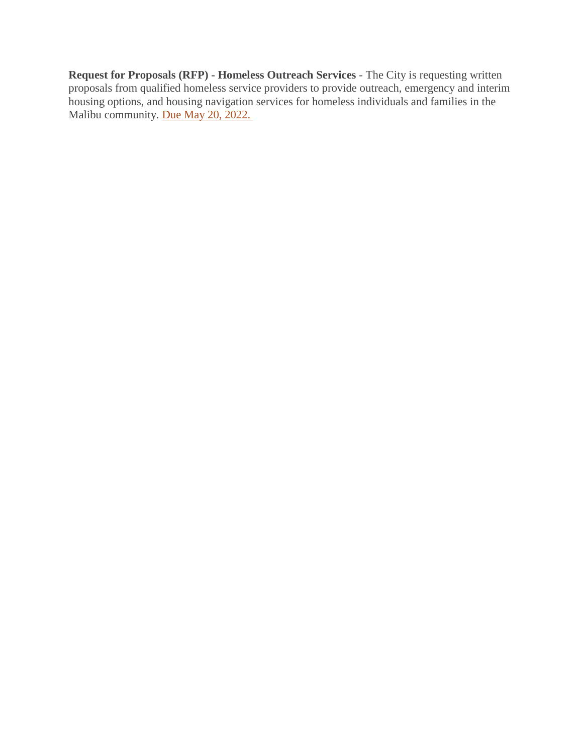**Request for Proposals (RFP) - Homeless Outreach Services** - The City is requesting written proposals from qualified homeless service providers to provide outreach, emergency and interim housing options, and housing navigation services for homeless individuals and families in the Malibu community. Due May 20, 2022.